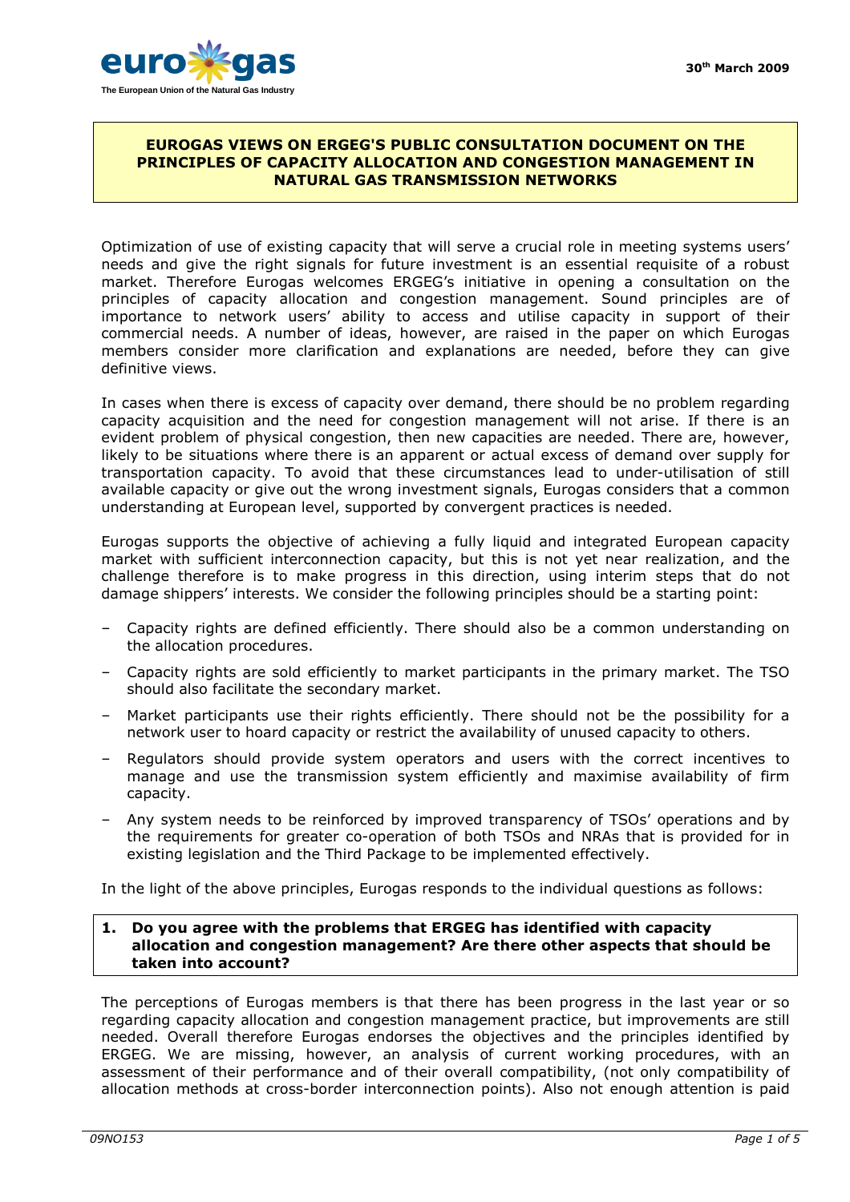30th March 2009

**EUROGAS VIEWS ON ERGEG'S PUBLIC CONSULTATION DOCUMENT ON THE PRINCIPLES OF CAPACITY ALLOCATION AND CONGESTION MANAGEMENT IN NATURAL GAS TRANSMISSION NETWORKS**

Optimization of use of existing capacity that will serve a crucial role in meeting systems users' needs and give the right signals for future investment is an essential requisite of a robust market. Therefore Eurogas welcomes ERGEG's initiative in opening a consultation on the principles of capacity allocation and congestion management. Sound principles are of importance to network users' ability to access and utilise capacity in support of their commercial needs. A number of ideas, however, are raised in the paper on which Eurogas members consider more clarification and explanations are needed, before they can give definitive views.

In cases when there is excess of capacity over demand, there should be no problem regarding capacity acquisition and the need for congestion management will not arise. If there is an evident problem of physical congestion, then new capacities are needed. There are, however, likely to be situations where there is an apparent or actual excess of demand over supply for transportation capacity. To avoid that these circumstances lead to under-utilisation of still available capacity or give out the wrong investment signals, Eurogas considers that a common understanding at European level, supported by convergent practices is needed.

Eurogas supports the objective of achieving a fully liquid and integrated European capacity market with sufficient interconnection capacity, but this is not yet near realization, and the challenge therefore is to make progress in this direction, using interim steps that do not damage shippers' interests. We consider the following principles should be a starting point:

- Capacity rights are defined efficiently. There should also be a common understanding on the allocation procedures.
- Capacity rights are sold efficiently to market participants in the primary market. The TSO should also facilitate the secondary market.
- Market participants use their rights efficiently. There should not be the possibility for a network user to hoard capacity or restrict the availability of unused capacity to others.
- Regulators should provide system operators and users with the correct incentives to manage and use the transmission system efficiently and maximise availability of firm capacity.
- Any system needs to be reinforced by improved transparency of TSOs' operations and by the requirements for greater co-operation of both TSOs and NRAs that is provided for in existing legislation and the Third Package to be implemented effectively.

In the light of the above principles, Eurogas responds to the individual questions as follows:

**1. Do you agree with the problems that ERGEG has identified with capacity allocation and congestion management? Are there other aspects that should be taken into account?**

The perceptions of Eurogas members is that there has been progress in the last year or so regarding capacity allocation and congestion management practice, but improvements are still needed. Overall therefore Eurogas endorses the objectives and the principles identified by ERGEG. We are missing, however, an analysis of current working procedures, with an assessment of their performance and of their overall compatibility, (not only compatibility of allocation methods at cross-border interconnection points). Also not enough attention is paid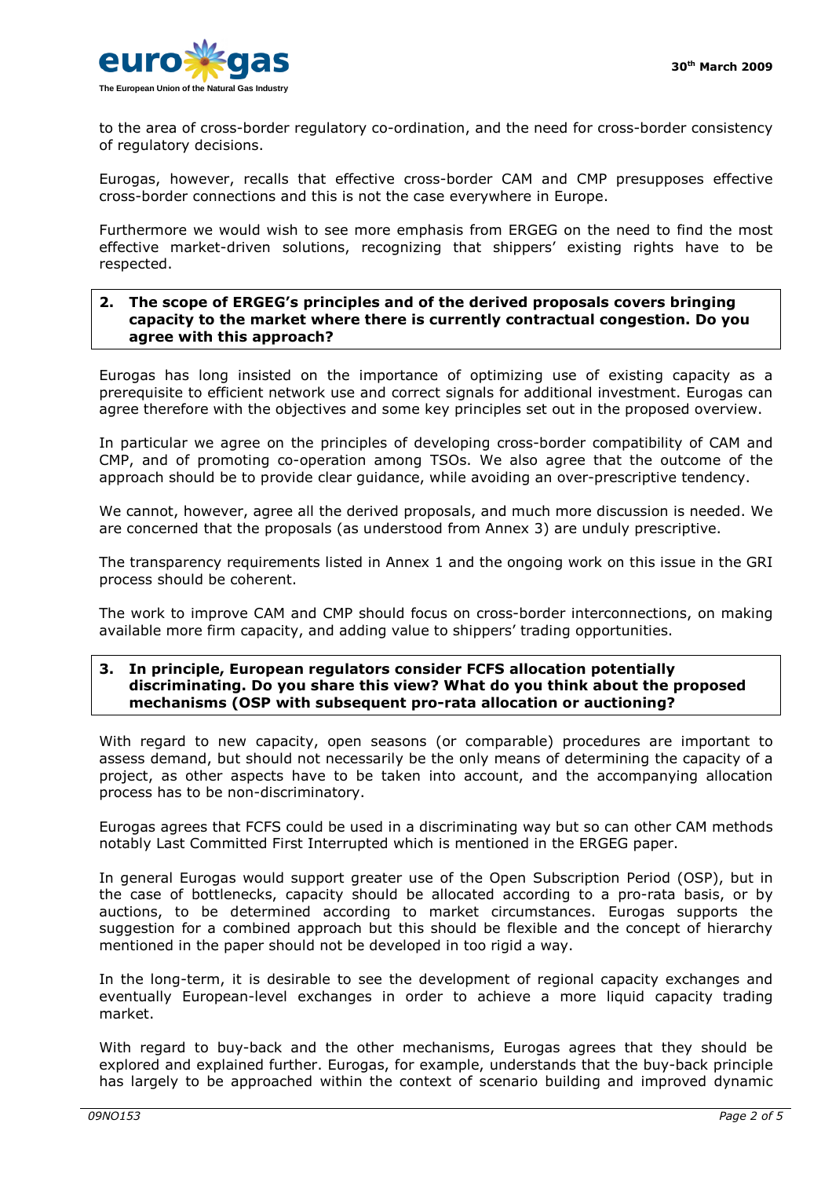to the area of cross-border regulatory co-ordination, and the need for cross-border consistency of regulatory decisions.

Eurogas, however, recalls that effective cross-border CAM and CMP presupposes effective cross-border connections and this is not the case everywhere in Europe.

Furthermore we would wish to see more emphasis from ERGEG on the need to find the most effective market-driven solutions, recognizing that shippers' existing rights have to be respected.

**2. The scope of ERGEG's principles and of the derived proposals covers bringing capacity to the market where there is currently contractual congestion. Do you agree with this approach?**

Eurogas has long insisted on the importance of optimizing use of existing capacity as a prerequisite to efficient network use and correct signals for additional investment. Eurogas can agree therefore with the objectives and some key principles set out in the proposed overview.

In particular we agree on the principles of developing cross-border compatibility of CAM and CMP, and of promoting co-operation among TSOs. We also agree that the outcome of the approach should be to provide clear guidance, while avoiding an over-prescriptive tendency.

We cannot, however, agree all the derived proposals, and much more discussion is needed. We are concerned that the proposals (as understood from Annex 3) are unduly prescriptive.

The transparency requirements listed in Annex 1 and the ongoing work on this issue in the GRI process should be coherent.

The work to improve CAM and CMP should focus on cross-border interconnections, on making available more firm capacity, and adding value to shippers' trading opportunities.

**3. In principle, European regulators consider FCFS allocation potentially discriminating. Do you share this view? What do you think about the proposed mechanisms (OSP with subsequent pro-rata allocation or auctioning?**

With regard to new capacity, open seasons (or comparable) procedures are important to assess demand, but should not necessarily be the only means of determining the capacity of a project, as other aspects have to be taken into account, and the accompanying allocation process has to be non-discriminatory.

Eurogas agrees that FCFS could be used in a discriminating way but so can other CAM methods notably Last Committed First Interrupted which is mentioned in the ERGEG paper.

In general Eurogas would support greater use of the Open Subscription Period (OSP), but in the case of bottlenecks, capacity should be allocated according to a pro-rata basis, or by auctions, to be determined according to market circumstances. Eurogas supports the suggestion for a combined approach but this should be flexible and the concept of hierarchy mentioned in the paper should not be developed in too rigid a way.

In the long-term, it is desirable to see the development of regional capacity exchanges and eventually European-level exchanges in order to achieve a more liquid capacity trading market.

With regard to buy-back and the other mechanisms, Eurogas agrees that they should be explored and explained further. Eurogas, for example, understands that the buy-back principle has largely to be approached within the context of scenario building and improved dynamic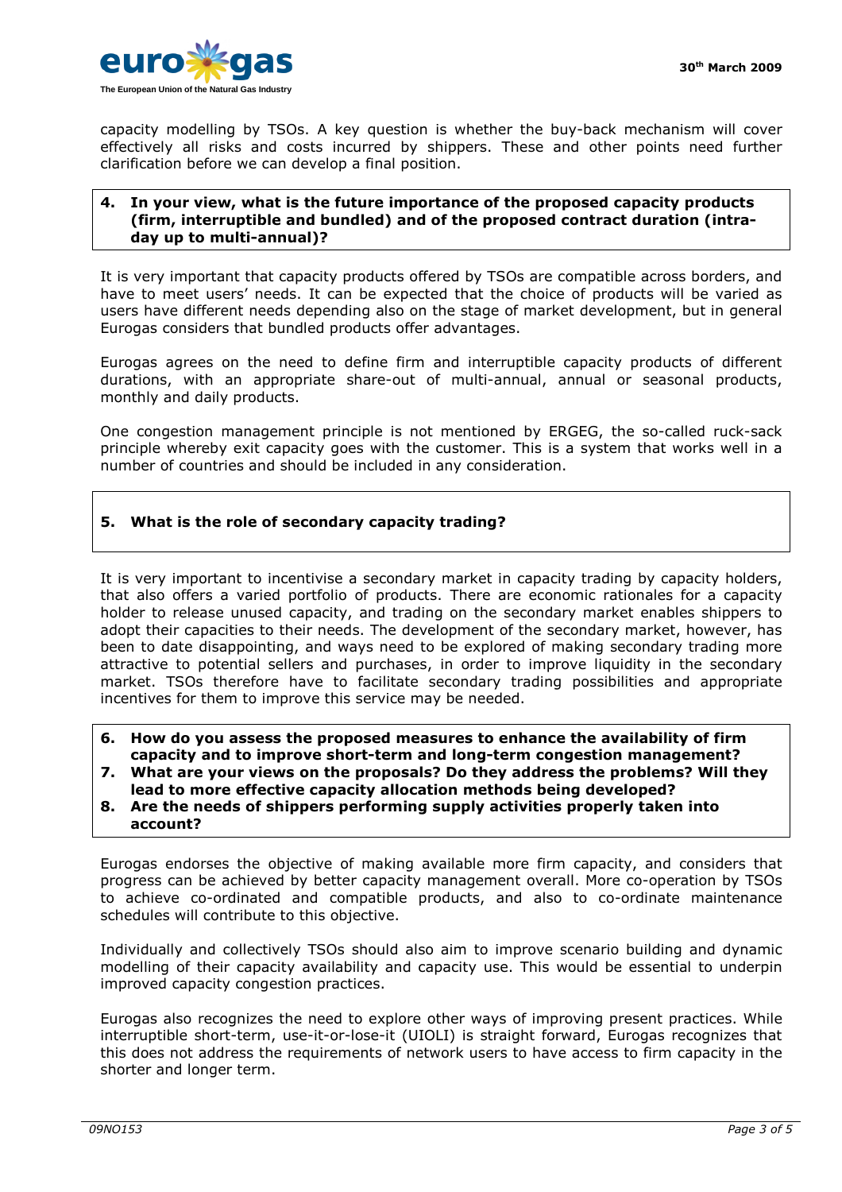capacity modelling by TSOs. A key question is whether the buy-back mechanism will cover effectively all risks and costs incurred by shippers. These and other points need further clarification before we can develop a final position.

**4. In your view, what is the future importance of the proposed capacity products (firm, interruptible and bundled) and of the proposed contract duration (intra-day up to multi-annual)?**

It is very important that capacity products offered by TSOs are compatible across borders, and have to meet users' needs. It can be expected that the choice of products will be varied as users have different needs depending also on the stage of market development, but in general Eurogas considers that bundled products offer advantages.

Eurogas agrees on the need to define firm and interruptible capacity products of different durations, with an appropriate share-out of multi-annual, annual or seasonal products, monthly and daily products.

One congestion management principle is not mentioned by ERGEG, the so-called ruck-sack principle whereby exit capacity goes with the customer. This is a system that works well in a number of countries and should be included in any consideration.

**5. What is the role of secondary capacity trading?**

It is very important to incentivise a secondary market in capacity trading by capacity holders, that also offers a varied portfolio of products. There are economic rationales for a capacity holder to release unused capacity, and trading on the secondary market enables shippers to adopt their capacities to their needs. The development of the secondary market, however, has been to date disappointing, and ways need to be explored of making secondary trading more attractive to potential sellers and purchases, in order to improve liquidity in the secondary market. TSOs therefore have to facilitate secondary trading possibilities and appropriate incentives for them to improve this service may be needed.

**6. How do you assess the proposed measures to enhance the availability of firm capacity and to improve short-term and long-term congestion management?**
**7. What are your views on the proposals? Do they address the problems? Will they lead to more effective capacity allocation methods being developed?**
**8. Are the needs of shippers performing supply activities properly taken into account?**

Eurogas endorses the objective of making available more firm capacity, and considers that progress can be achieved by better capacity management overall. More co-operation by TSOs to achieve co-ordinated and compatible products, and also to co-ordinate maintenance schedules will contribute to this objective.

Individually and collectively TSOs should also aim to improve scenario building and dynamic modelling of their capacity availability and capacity use. This would be essential to underpin improved capacity congestion practices.

Eurogas also recognizes the need to explore other ways of improving present practices. While interruptible short-term, use-it-or-lose-it (UIOLI) is straight forward, Eurogas recognizes that this does not address the requirements of network users to have access to firm capacity in the shorter and longer term.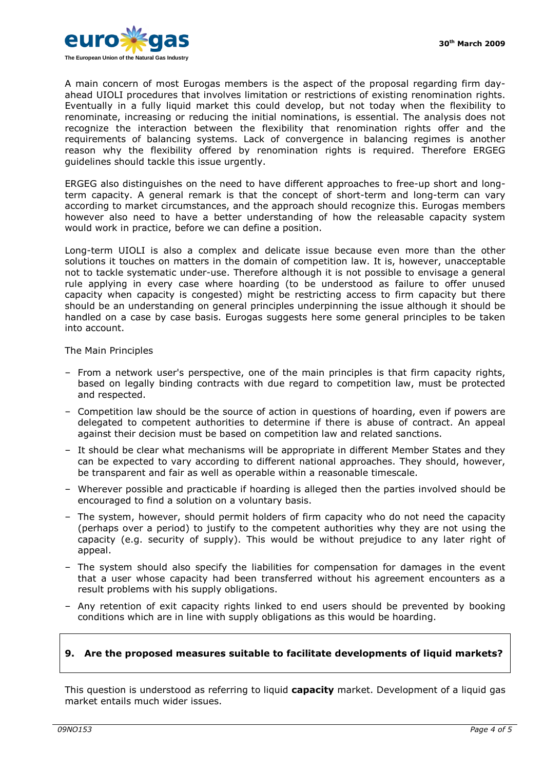A main concern of most Eurogas members is the aspect of the proposal regarding firm day-ahead UIOLI procedures that involves limitation or restrictions of existing renomination rights. Eventually in a fully liquid market this could develop, but not today when the flexibility to renominate, increasing or reducing the initial nominations, is essential. The analysis does not recognize the interaction between the flexibility that renomination rights offer and the requirements of balancing systems. Lack of convergence in balancing regimes is another reason why the flexibility offered by renomination rights is required. Therefore ERGEG guidelines should tackle this issue urgently.

ERGEG also distinguishes on the need to have different approaches to free-up short and long-term capacity. A general remark is that the concept of short-term and long-term can vary according to market circumstances, and the approach should recognize this. Eurogas members however also need to have a better understanding of how the releasable capacity system would work in practice, before we can define a position.

Long-term UIOLI is also a complex and delicate issue because even more than the other solutions it touches on matters in the domain of competition law. It is, however, unacceptable not to tackle systematic under-use. Therefore although it is not possible to envisage a general rule applying in every case where hoarding (to be understood as failure to offer unused capacity when capacity is congested) might be restricting access to firm capacity but there should be an understanding on general principles underpinning the issue although it should be handled on a case by case basis. Eurogas suggests here some general principles to be taken into account.

The Main Principles

- From a network user's perspective, one of the main principles is that firm capacity rights, based on legally binding contracts with due regard to competition law, must be protected and respected.
- Competition law should be the source of action in questions of hoarding, even if powers are delegated to competent authorities to determine if there is abuse of contract. An appeal against their decision must be based on competition law and related sanctions.
- It should be clear what mechanisms will be appropriate in different Member States and they can be expected to vary according to different national approaches. They should, however, be transparent and fair as well as operable within a reasonable timescale.
- Wherever possible and practicable if hoarding is alleged then the parties involved should be encouraged to find a solution on a voluntary basis.
- The system, however, should permit holders of firm capacity who do not need the capacity (perhaps over a period) to justify to the competent authorities why they are not using the capacity (e.g. security of supply). This would be without prejudice to any later right of appeal.
- The system should also specify the liabilities for compensation for damages in the event that a user whose capacity had been transferred without his agreement encounters as a result problems with his supply obligations.
- Any retention of exit capacity rights linked to end users should be prevented by booking conditions which are in line with supply obligations as this would be hoarding.

**9. Are the proposed measures suitable to facilitate developments of liquid markets?**

This question is understood as referring to liquid **capacity** market. Development of a liquid gas market entails much wider issues.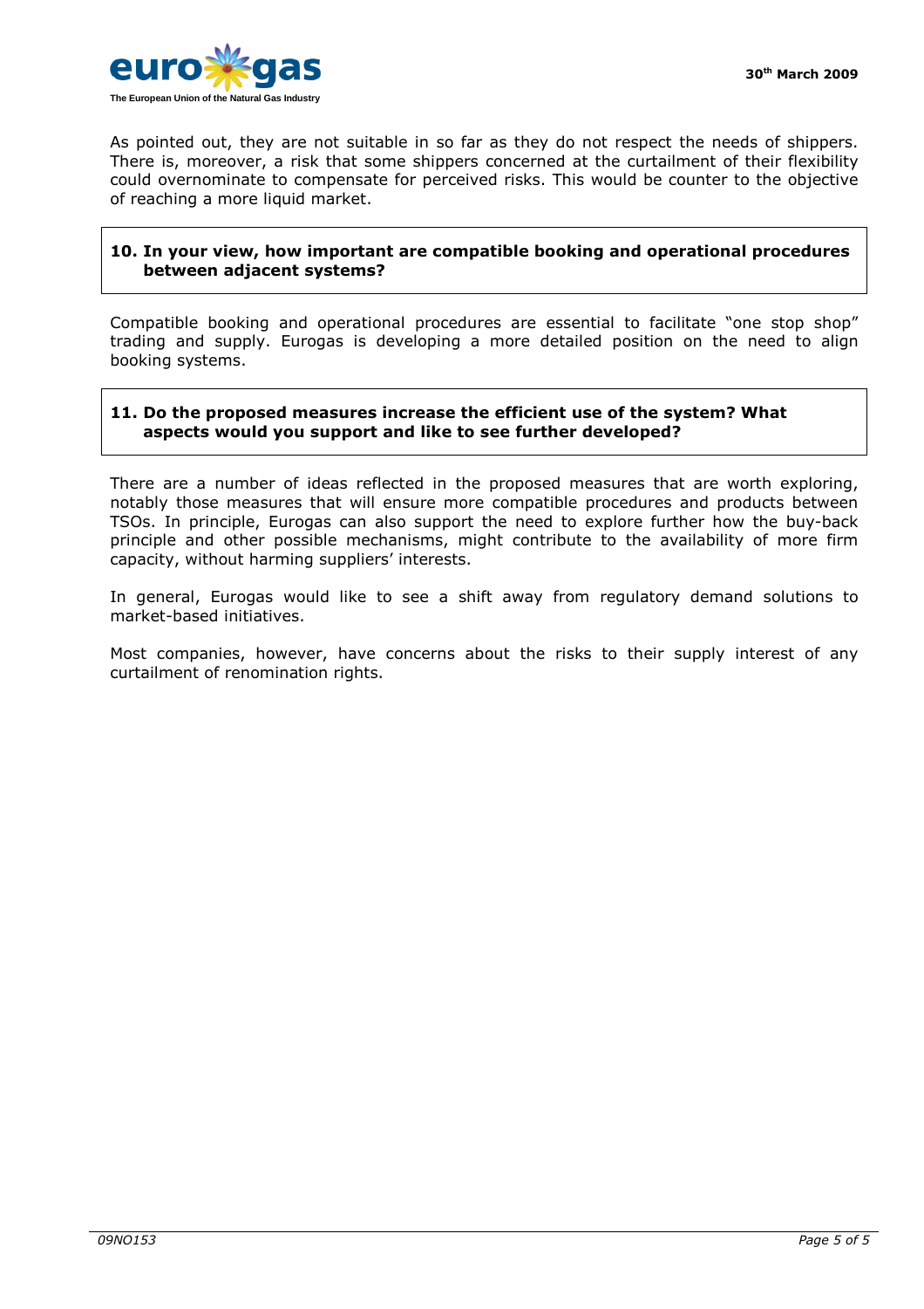As pointed out, they are not suitable in so far as they do not respect the needs of shippers. There is, moreover, a risk that some shippers concerned at the curtailment of their flexibility could overnominate to compensate for perceived risks. This would be counter to the objective of reaching a more liquid market.

**10. In your view, how important are compatible booking and operational procedures between adjacent systems?**

Compatible booking and operational procedures are essential to facilitate "one stop shop" trading and supply. Eurogas is developing a more detailed position on the need to align booking systems.

**11. Do the proposed measures increase the efficient use of the system? What aspects would you support and like to see further developed?**

There are a number of ideas reflected in the proposed measures that are worth exploring, notably those measures that will ensure more compatible procedures and products between TSOs. In principle, Eurogas can also support the need to explore further how the buy-back principle and other possible mechanisms, might contribute to the availability of more firm capacity, without harming suppliers' interests.

In general, Eurogas would like to see a shift away from regulatory demand solutions to market-based initiatives.

Most companies, however, have concerns about the risks to their supply interest of any curtailment of renomination rights.